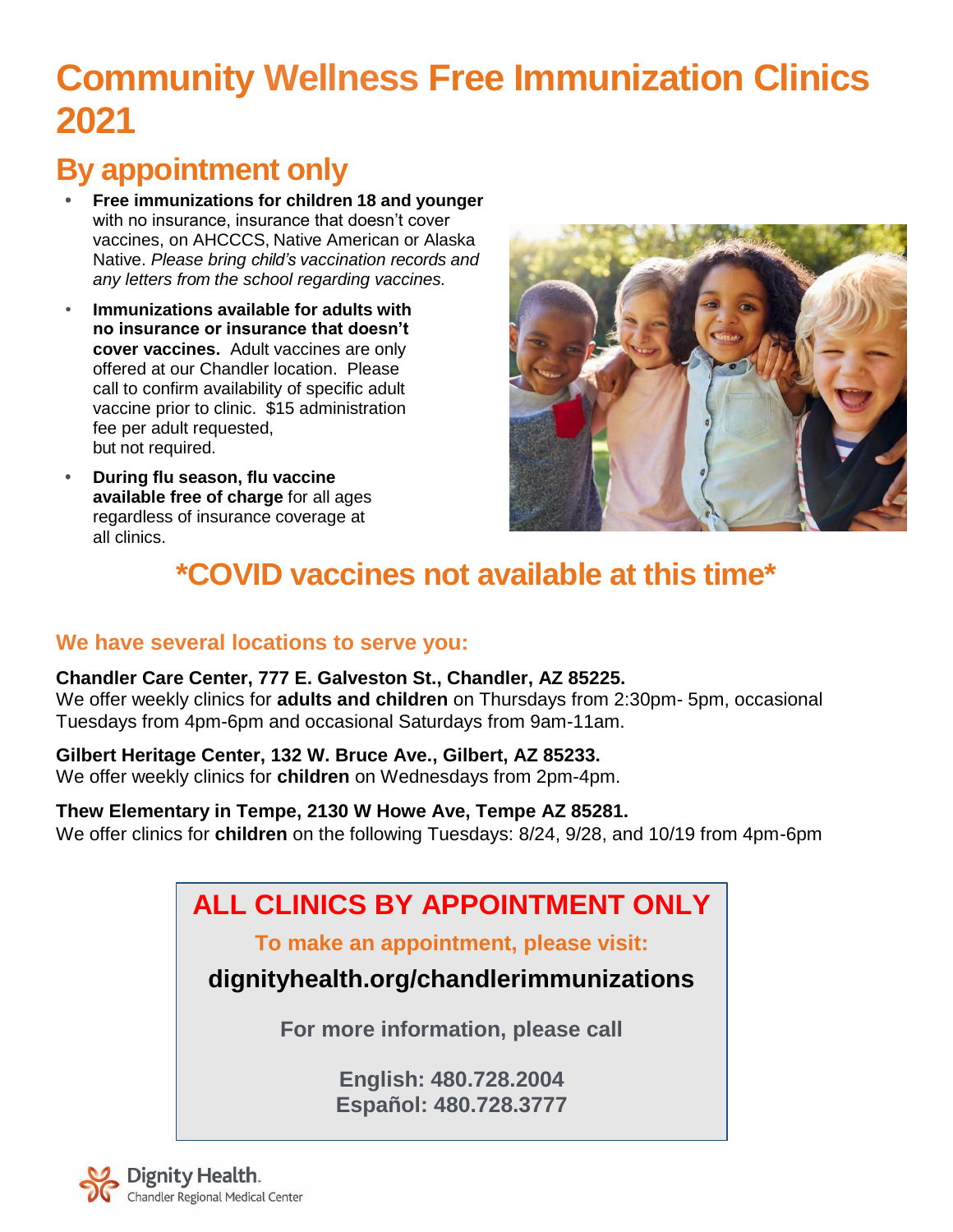# Community Wellness Free Immunization Clinics 2021

## By appointment only

- **Free immunizations for children 18 and younger** with no insurance, insurance that doesn't cover vaccines, on AHCCCS, Native American or Alaska Native. *Please bring child's vaccination records and any letters from the school regarding vaccines.*
- **Immunizations available for adults with no insurance or insurance that doesn't cover vaccines.** Adult vaccines are only offered at our Chandler location. Please call to confirm availability of specific adult vaccine prior to clinic. $15 administration fee per adult requested, but not required.
- **During flu season, flu vaccine available free of charge** for all ages regardless of insurance coverage at all clinics.

## *COVID vaccines not available at this time*

### We have several locations to serve you:

**Chandler Care Center, 777 E. Galveston St., Chandler, AZ 85225.**
We offer weekly clinics for **adults and children** on Thursdays from 2:30pm- 5pm, occasional Tuesdays from 4pm-6pm and occasional Saturdays from 9am-11am.

**Gilbert Heritage Center, 132 W. Bruce Ave., Gilbert, AZ 85233.**
We offer weekly clinics for **children** on Wednesdays from 2pm-4pm.

**Thew Elementary in Tempe, 2130 W Howe Ave, Tempe AZ 85281.**
We offer clinics for **children** on the following Tuesdays: 8/24, 9/28, and 10/19 from 4pm-6pm

## ALL CLINICS BY APPOINTMENT ONLY

**To make an appointment, please visit:**

**dignityhealth.org/chandlerimmunizations**

**For more information, please call**

**English: 480.728.2004**
**Español: 480.728.3777**

Dignity Health.
Chandler Regional Medical Center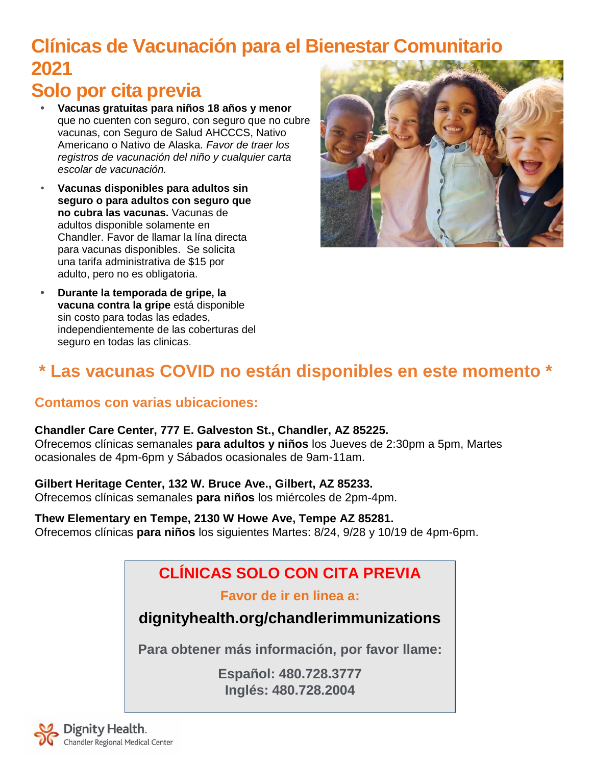# Clínicas de Vacunación para el Bienestar Comunitario 2021

# Solo por cita previa

- **Vacunas gratuitas para niños 18 años y menor** que no cuenten con seguro, con seguro que no cubre vacunas, con Seguro de Salud AHCCCS, Nativo Americano o Nativo de Alaska. *Favor de traer los registros de vacunación del niño y cualquier carta escolar de vacunación.*
- **Vacunas disponibles para adultos sin seguro o para adultos con seguro que no cubra las vacunas.** Vacunas de adultos disponible solamente en Chandler. Favor de llamar la lína directa para vacunas disponibles. Se solicita una tarifa administrativa de $15 por adulto, pero no es obligatoria.
- **Durante la temporada de gripe, la vacuna contra la gripe** está disponible sin costo para todas las edades, independientemente de las coberturas del seguro en todas las clinicas.

## * Las vacunas COVID no están disponibles en este momento *

### Contamos con varias ubicaciones:

**Chandler Care Center, 777 E. Galveston St., Chandler, AZ 85225.**
Ofrecemos clínicas semanales **para adultos y niños** los Jueves de 2:30pm a 5pm, Martes ocasionales de 4pm-6pm y Sábados ocasionales de 9am-11am.

**Gilbert Heritage Center, 132 W. Bruce Ave., Gilbert, AZ 85233.**
Ofrecemos clínicas semanales **para niños** los miércoles de 2pm-4pm.

**Thew Elementary en Tempe, 2130 W Howe Ave, Tempe AZ 85281.**
Ofrecemos clínicas **para niños** los siguientes Martes: 8/24, 9/28 y 10/19 de 4pm-6pm.

**CLÍNICAS SOLO CON CITA PREVIA**

**Favor de ir en linea a:**

**dignityhealth.org/chandlerimmunizations**

**Para obtener más información, por favor llame:**

**Español: 480.728.3777**
**Inglés: 480.728.2004**

Dignity Health.
Chandler Regional Medical Center